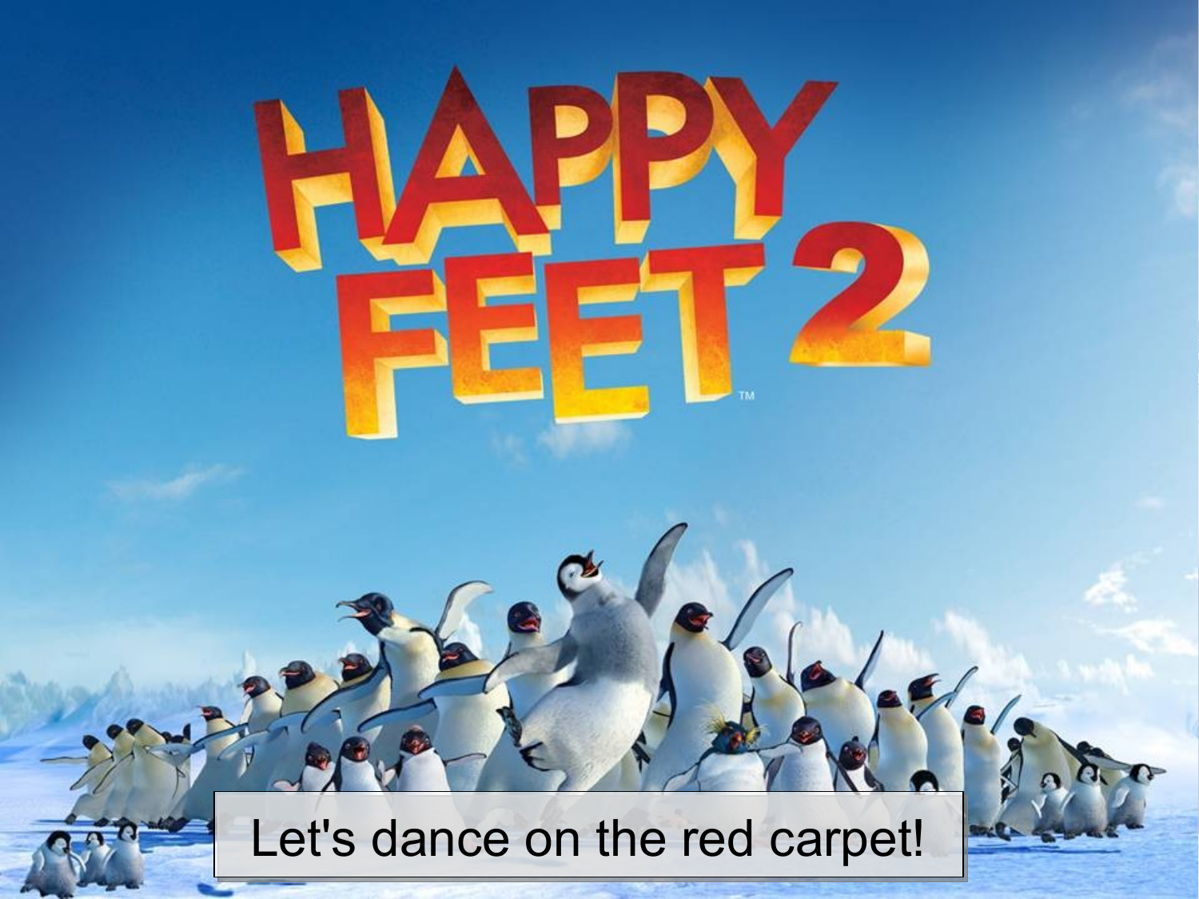# HAPPY FEET 2™

Let's dance on the red carpet!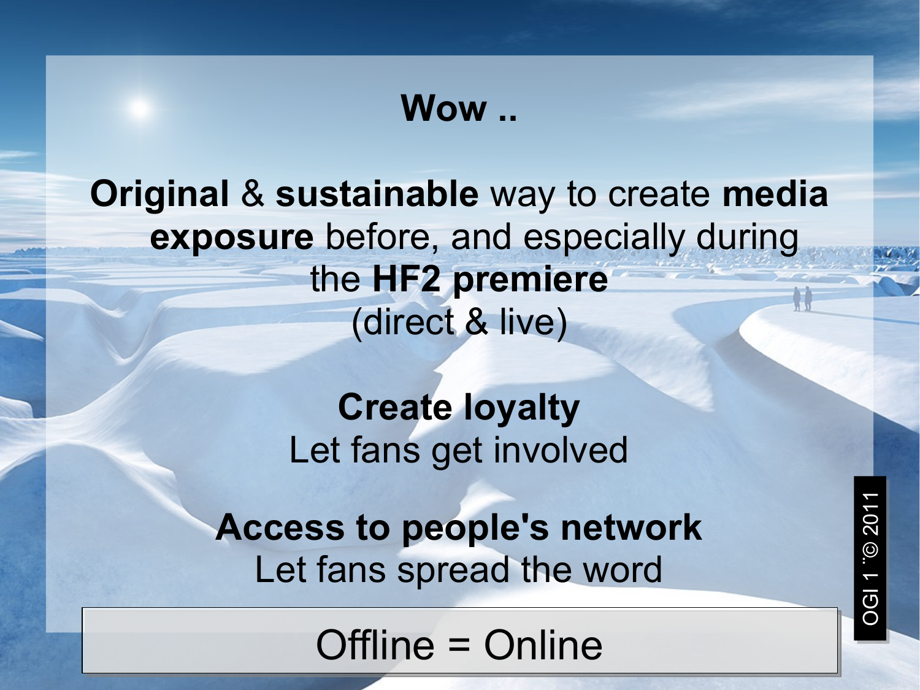# Wow ..

**Original** & **sustainable** way to create **media exposure** before, and especially during the **HF2 premiere** (direct & live)

**Create loyalty**
Let fans get involved

**Access to people's network**
Let fans spread the word

Offline = Online

OGI 1 ¨© 2011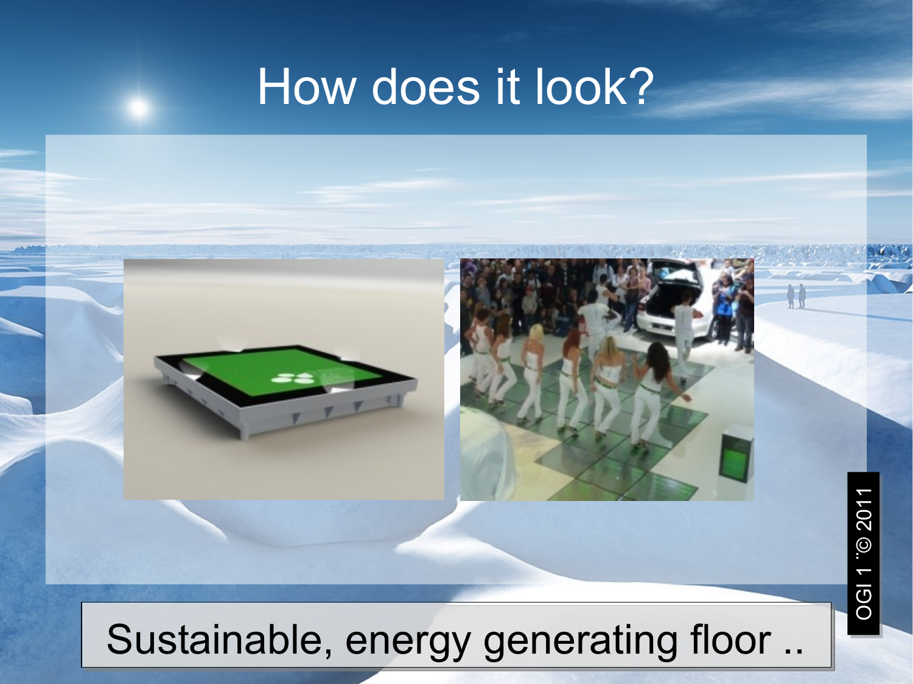# How does it look?

Sustainable, energy generating floor ..

OGI 1 ¨© 2011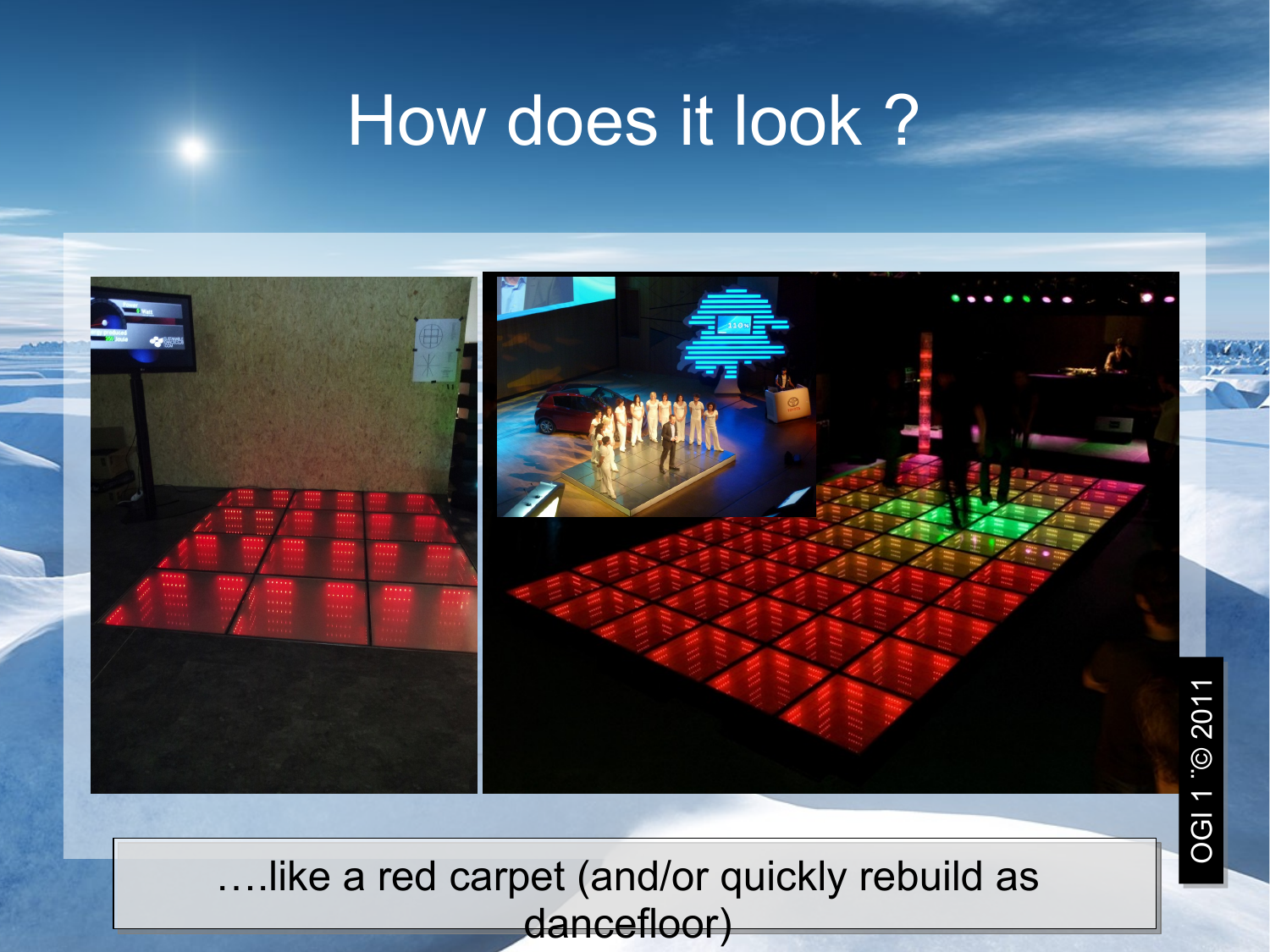# How does it look ?

….like a red carpet (and/or quickly rebuild as dancefloor)

OGI 1 ¨© 2011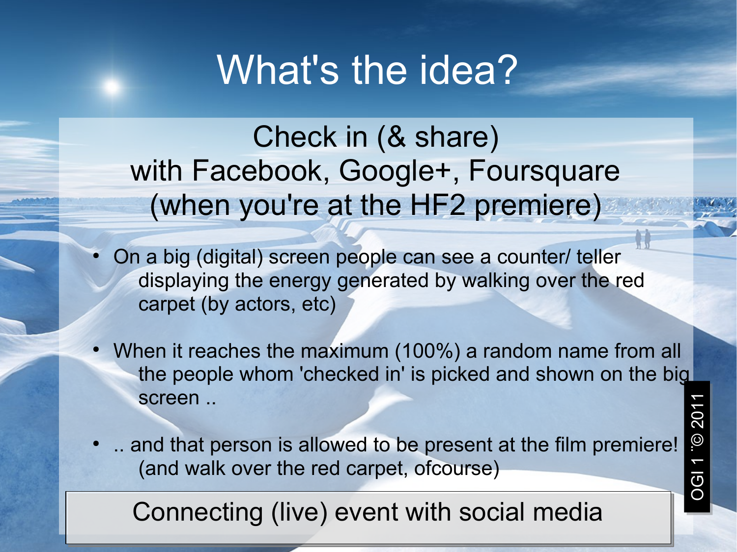# What's the idea?

## Check in (& share) with Facebook, Google+, Foursquare (when you're at the HF2 premiere)

- On a big (digital) screen people can see a counter/ teller displaying the energy generated by walking over the red carpet (by actors, etc)
- When it reaches the maximum (100%) a random name from all the people whom 'checked in' is picked and shown on the big screen ..
- .. and that person is allowed to be present at the film premiere! (and walk over the red carpet, ofcourse)

Connecting (live) event with social media

OGI 1 © 2011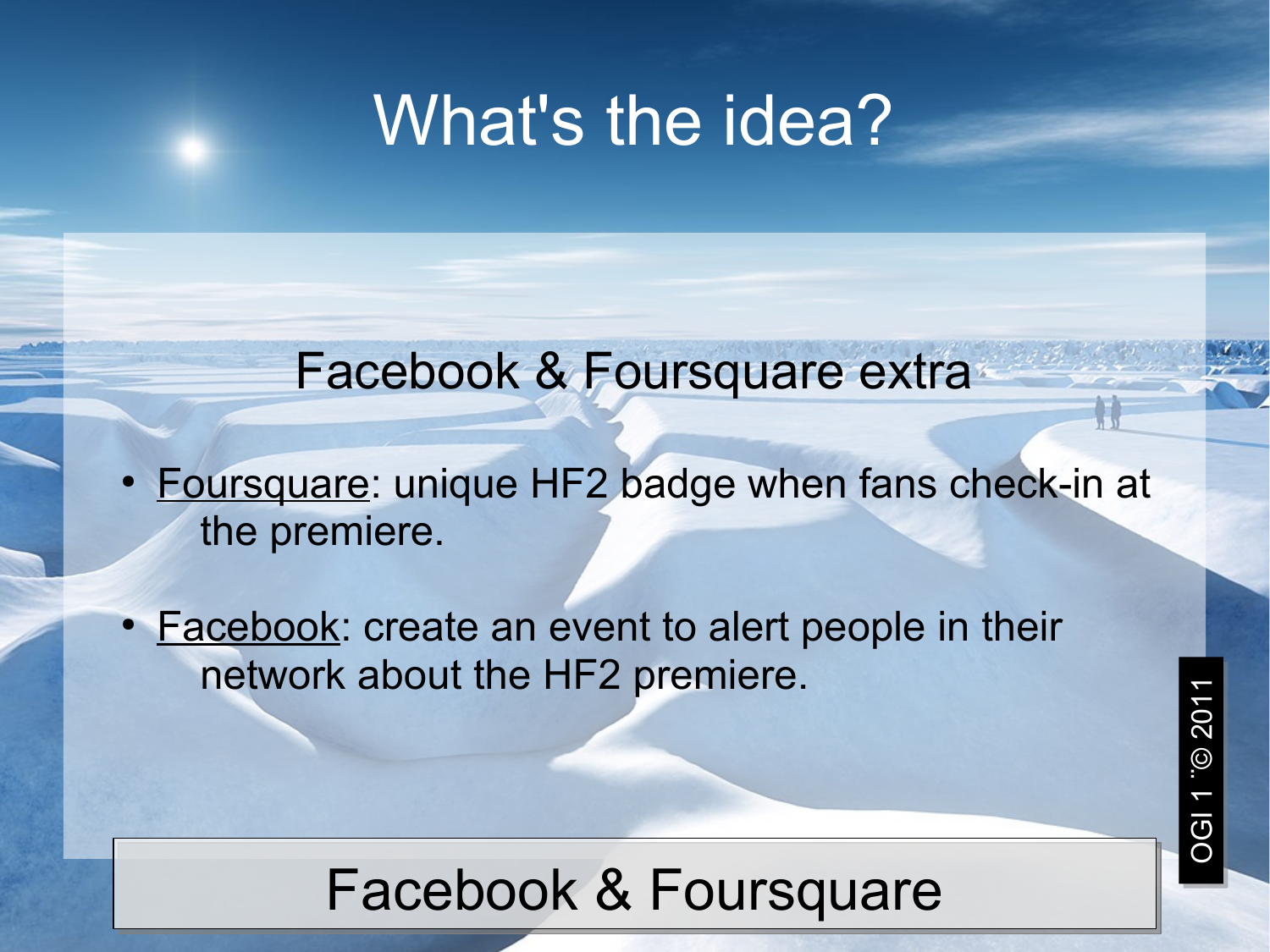# What's the idea?

Facebook & Foursquare extra

- Foursquare: unique HF2 badge when fans check-in at the premiere.
- Facebook: create an event to alert people in their network about the HF2 premiere.

Facebook & Foursquare

OGI 1 ¨© 2011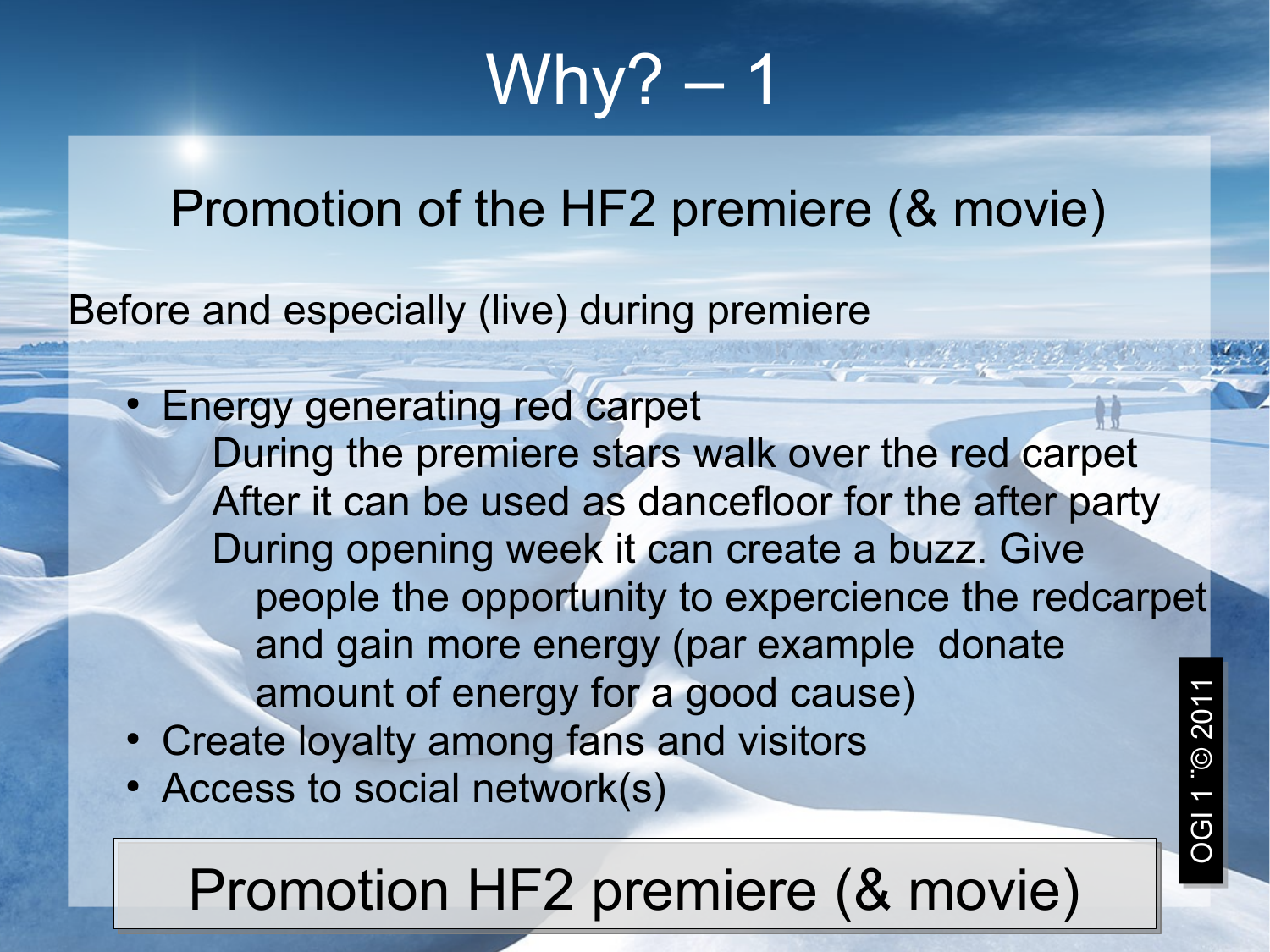# Why? – 1

## Promotion of the HF2 premiere (& movie)

Before and especially (live) during premiere

- Energy generating red carpet
  - During the premiere stars walk over the red carpet
  - After it can be used as dancefloor for the after party
  - During opening week it can create a buzz. Give people the opportunity to expercience the redcarpet and gain more energy (par example donate amount of energy for a good cause)
- Create loyalty among fans and visitors
- Access to social network(s)

Promotion HF2 premiere (& movie)

OGI 1 ¨© 2011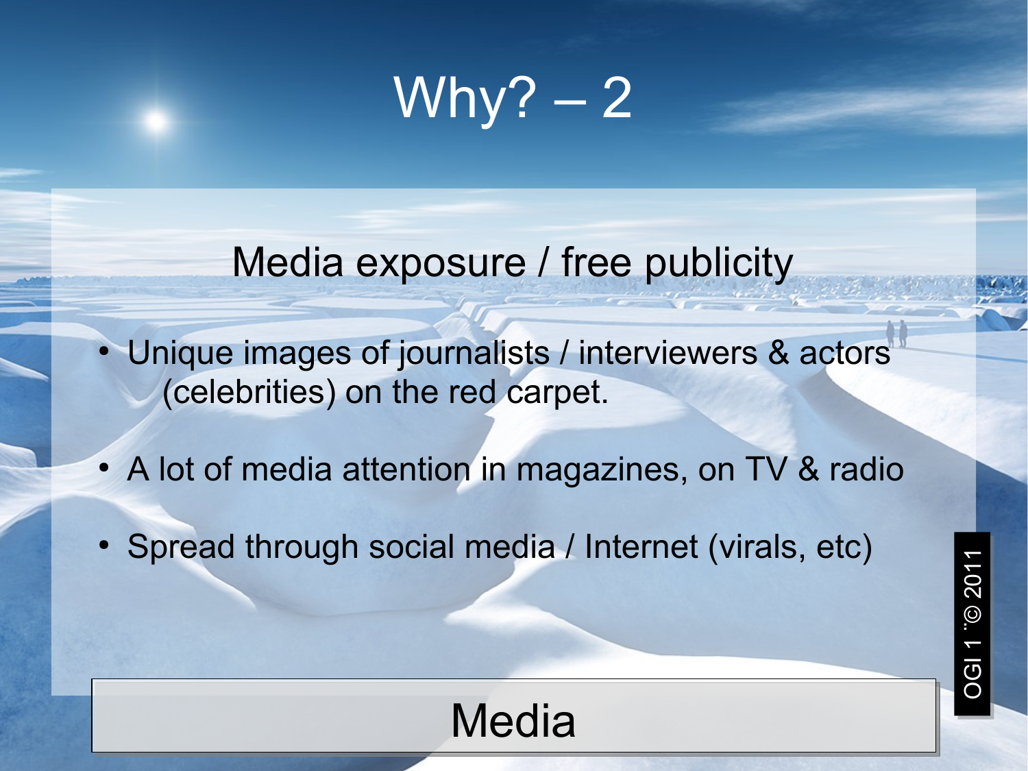# Why? – 2

## Media exposure / free publicity

- Unique images of journalists / interviewers & actors (celebrities) on the red carpet.
- A lot of media attention in magazines, on TV & radio
- Spread through social media / Internet (virals, etc)

Media

OGI 1 ¨© 2011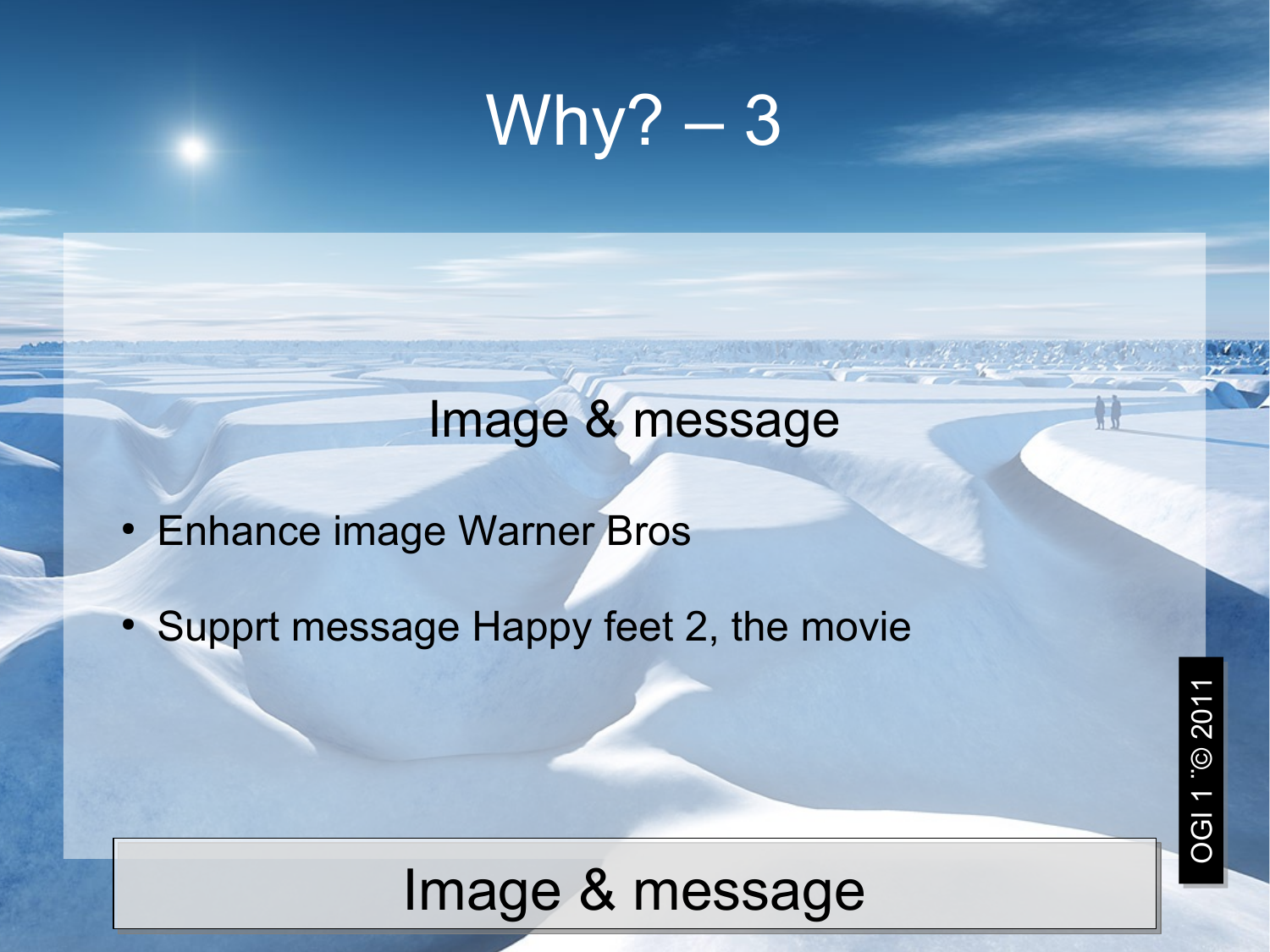# Why? – 3

## Image & message

- Enhance image Warner Bros
- Supprt message Happy feet 2, the movie

Image & message

OGI 1 ¨© 2011